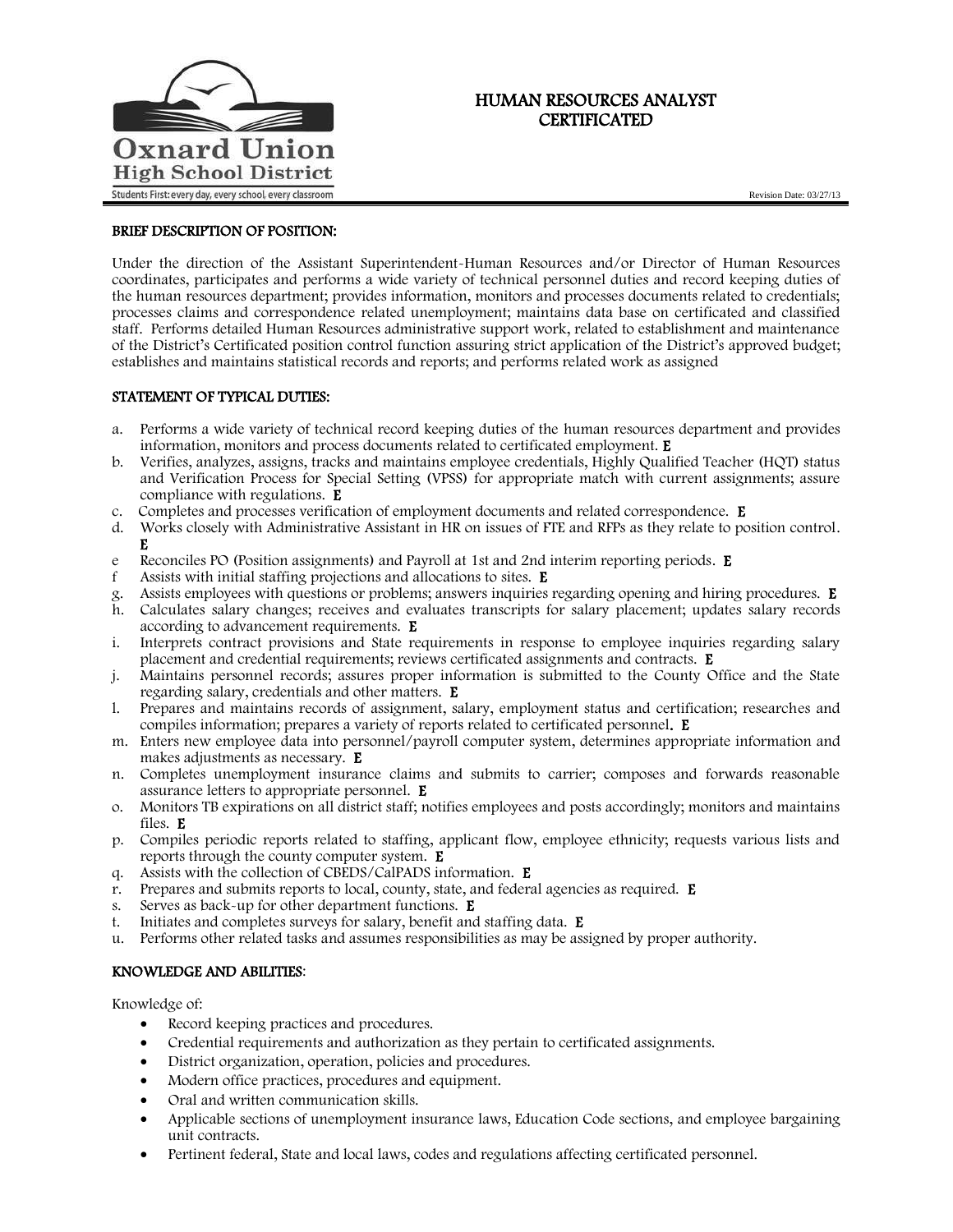Oxnard Union High School District

Students First: every day, every school, every classroom

# HUMAN RESOURCES ANALYST CERTIFICATED

Revision Date: 03/27/13

## BRIEF DESCRIPTION OF POSITION:

Under the direction of the Assistant Superintendent-Human Resources and/or Director of Human Resources coordinates, participates and performs a wide variety of technical personnel duties and record keeping duties of the human resources department; provides information, monitors and processes documents related to credentials; processes claims and correspondence related unemployment; maintains data base on certificated and classified staff. Performs detailed Human Resources administrative support work, related to establishment and maintenance of the District's Certificated position control function assuring strict application of the District's approved budget; establishes and maintains statistical records and reports; and performs related work as assigned

## STATEMENT OF TYPICAL DUTIES:

a. Performs a wide variety of technical record keeping duties of the human resources department and provides information, monitors and process documents related to certificated employment. **E**
b. Verifies, analyzes, assigns, tracks and maintains employee credentials, Highly Qualified Teacher (HQT) status and Verification Process for Special Setting (VPSS) for appropriate match with current assignments; assure compliance with regulations. **E**
c. Completes and processes verification of employment documents and related correspondence. **E**
d. Works closely with Administrative Assistant in HR on issues of FTE and RFPs as they relate to position control. **E**
e Reconciles PO (Position assignments) and Payroll at 1st and 2nd interim reporting periods. **E**
f Assists with initial staffing projections and allocations to sites. **E**
g. Assists employees with questions or problems; answers inquiries regarding opening and hiring procedures. **E**
h. Calculates salary changes; receives and evaluates transcripts for salary placement; updates salary records according to advancement requirements. **E**
i. Interprets contract provisions and State requirements in response to employee inquiries regarding salary placement and credential requirements; reviews certificated assignments and contracts. **E**
j. Maintains personnel records; assures proper information is submitted to the County Office and the State regarding salary, credentials and other matters. **E**
l. Prepares and maintains records of assignment, salary, employment status and certification; researches and compiles information; prepares a variety of reports related to certificated personnel. **E**
m. Enters new employee data into personnel/payroll computer system, determines appropriate information and makes adjustments as necessary. **E**
n. Completes unemployment insurance claims and submits to carrier; composes and forwards reasonable assurance letters to appropriate personnel. **E**
o. Monitors TB expirations on all district staff; notifies employees and posts accordingly; monitors and maintains files. **E**
p. Compiles periodic reports related to staffing, applicant flow, employee ethnicity; requests various lists and reports through the county computer system. **E**
q. Assists with the collection of CBEDS/CalPADS information. **E**
r. Prepares and submits reports to local, county, state, and federal agencies as required. **E**
s. Serves as back-up for other department functions. **E**
t. Initiates and completes surveys for salary, benefit and staffing data. **E**
u. Performs other related tasks and assumes responsibilities as may be assigned by proper authority.

## KNOWLEDGE AND ABILITIES:

Knowledge of:

- Record keeping practices and procedures.
- Credential requirements and authorization as they pertain to certificated assignments.
- District organization, operation, policies and procedures.
- Modern office practices, procedures and equipment.
- Oral and written communication skills.
- Applicable sections of unemployment insurance laws, Education Code sections, and employee bargaining unit contracts.
- Pertinent federal, State and local laws, codes and regulations affecting certificated personnel.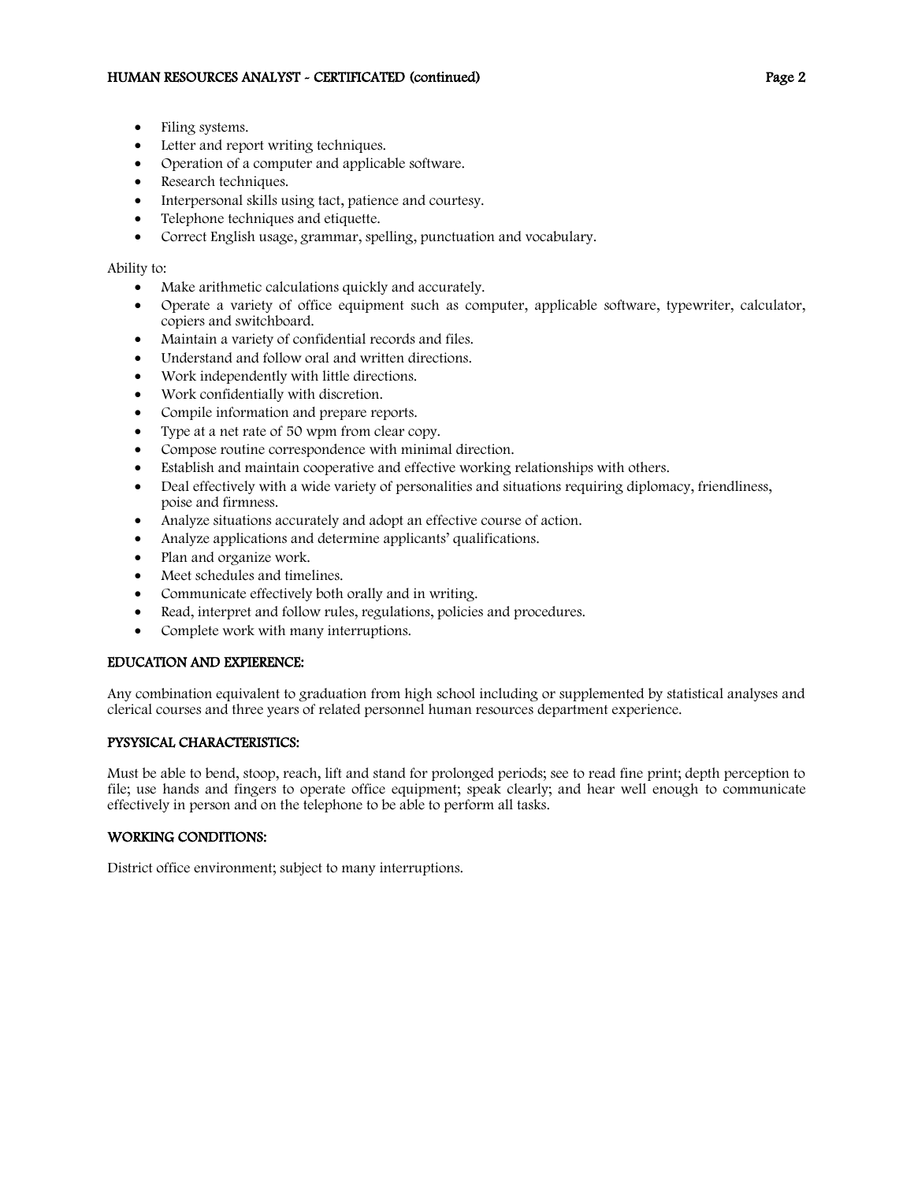- Filing systems.
- Letter and report writing techniques.
- Operation of a computer and applicable software.
- Research techniques.
- Interpersonal skills using tact, patience and courtesy.
- Telephone techniques and etiquette.
- Correct English usage, grammar, spelling, punctuation and vocabulary.

Ability to:

- Make arithmetic calculations quickly and accurately.
- Operate a variety of office equipment such as computer, applicable software, typewriter, calculator, copiers and switchboard.
- Maintain a variety of confidential records and files.
- Understand and follow oral and written directions.
- Work independently with little directions.
- Work confidentially with discretion.
- Compile information and prepare reports.
- Type at a net rate of 50 wpm from clear copy.
- Compose routine correspondence with minimal direction.
- Establish and maintain cooperative and effective working relationships with others.
- Deal effectively with a wide variety of personalities and situations requiring diplomacy, friendliness, poise and firmness.
- Analyze situations accurately and adopt an effective course of action.
- Analyze applications and determine applicants' qualifications.
- Plan and organize work.
- Meet schedules and timelines.
- Communicate effectively both orally and in writing.
- Read, interpret and follow rules, regulations, policies and procedures.
- Complete work with many interruptions.

**EDUCATION AND EXPIERENCE:**

Any combination equivalent to graduation from high school including or supplemented by statistical analyses and clerical courses and three years of related personnel human resources department experience.

**PYSYSICAL CHARACTERISTICS:**

Must be able to bend, stoop, reach, lift and stand for prolonged periods; see to read fine print; depth perception to file; use hands and fingers to operate office equipment; speak clearly; and hear well enough to communicate effectively in person and on the telephone to be able to perform all tasks.

**WORKING CONDITIONS:**

District office environment; subject to many interruptions.